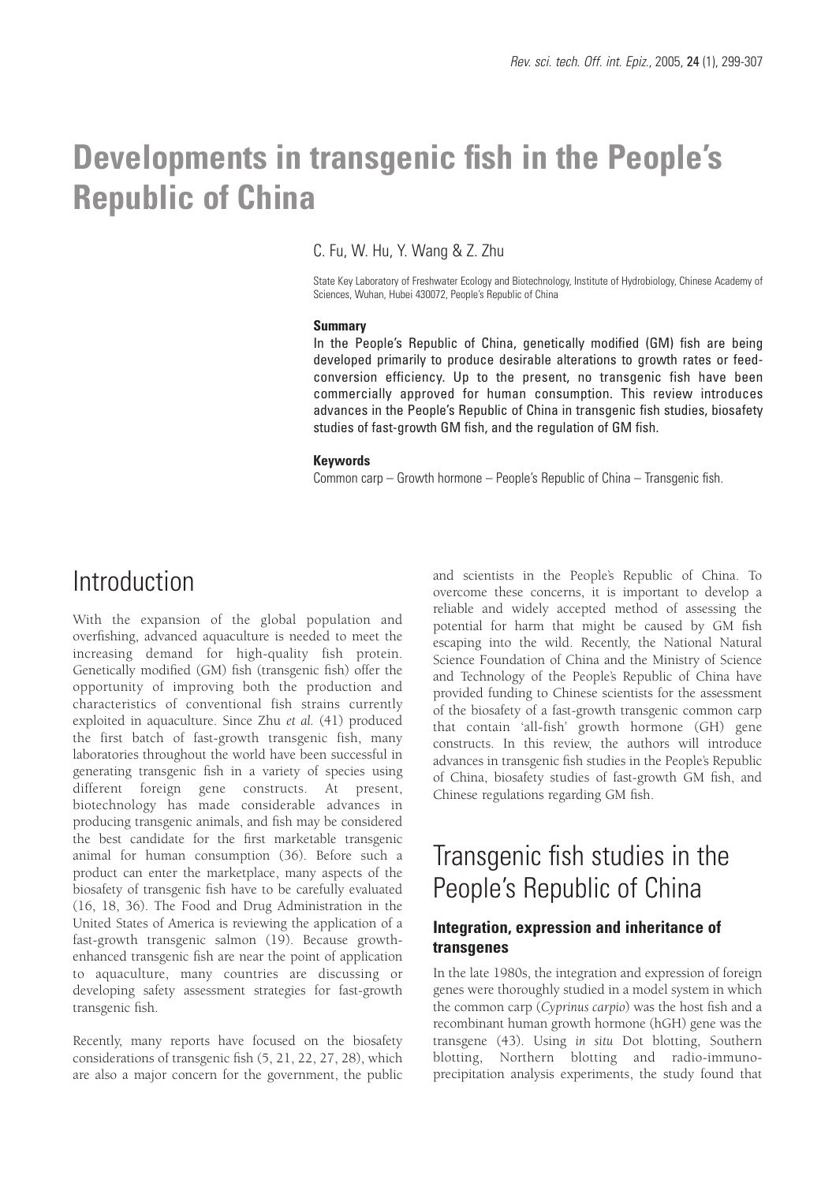# Developments in transgenic fish in the People's Republic of China

C. Fu, W. Hu, Y. Wang & Z. Zhu

State Key Laboratory of Freshwater Ecology and Biotechnology, Institute of Hydrobiology, Chinese Academy of Sciences, Wuhan, Hubei 430072, People's Republic of China

### Summary

In the People's Republic of China, genetically modified (GM) fish are being developed primarily to produce desirable alterations to growth rates or feed-conversion efficiency. Up to the present, no transgenic fish have been commercially approved for human consumption. This review introduces advances in the People's Republic of China in transgenic fish studies, biosafety studies of fast-growth GM fish, and the regulation of GM fish.

### Keywords

Common carp – Growth hormone – People's Republic of China – Transgenic fish.

## Introduction

With the expansion of the global population and overfishing, advanced aquaculture is needed to meet the increasing demand for high-quality fish protein. Genetically modified (GM) fish (transgenic fish) offer the opportunity of improving both the production and characteristics of conventional fish strains currently exploited in aquaculture. Since Zhu *et al.* (41) produced the first batch of fast-growth transgenic fish, many laboratories throughout the world have been successful in generating transgenic fish in a variety of species using different foreign gene constructs. At present, biotechnology has made considerable advances in producing transgenic animals, and fish may be considered the best candidate for the first marketable transgenic animal for human consumption (36). Before such a product can enter the marketplace, many aspects of the biosafety of transgenic fish have to be carefully evaluated (16, 18, 36). The Food and Drug Administration in the United States of America is reviewing the application of a fast-growth transgenic salmon (19). Because growth-enhanced transgenic fish are near the point of application to aquaculture, many countries are discussing or developing safety assessment strategies for fast-growth transgenic fish.

Recently, many reports have focused on the biosafety considerations of transgenic fish (5, 21, 22, 27, 28), which are also a major concern for the government, the public and scientists in the People's Republic of China. To overcome these concerns, it is important to develop a reliable and widely accepted method of assessing the potential for harm that might be caused by GM fish escaping into the wild. Recently, the National Natural Science Foundation of China and the Ministry of Science and Technology of the People's Republic of China have provided funding to Chinese scientists for the assessment of the biosafety of a fast-growth transgenic common carp that contain 'all-fish' growth hormone (GH) gene constructs. In this review, the authors will introduce advances in transgenic fish studies in the People's Republic of China, biosafety studies of fast-growth GM fish, and Chinese regulations regarding GM fish.

## Transgenic fish studies in the People's Republic of China

### Integration, expression and inheritance of transgenes

In the late 1980s, the integration and expression of foreign genes were thoroughly studied in a model system in which the common carp (*Cyprinus carpio*) was the host fish and a recombinant human growth hormone (hGH) gene was the transgene (43). Using *in situ* Dot blotting, Southern blotting, Northern blotting and radio-immuno-precipitation analysis experiments, the study found that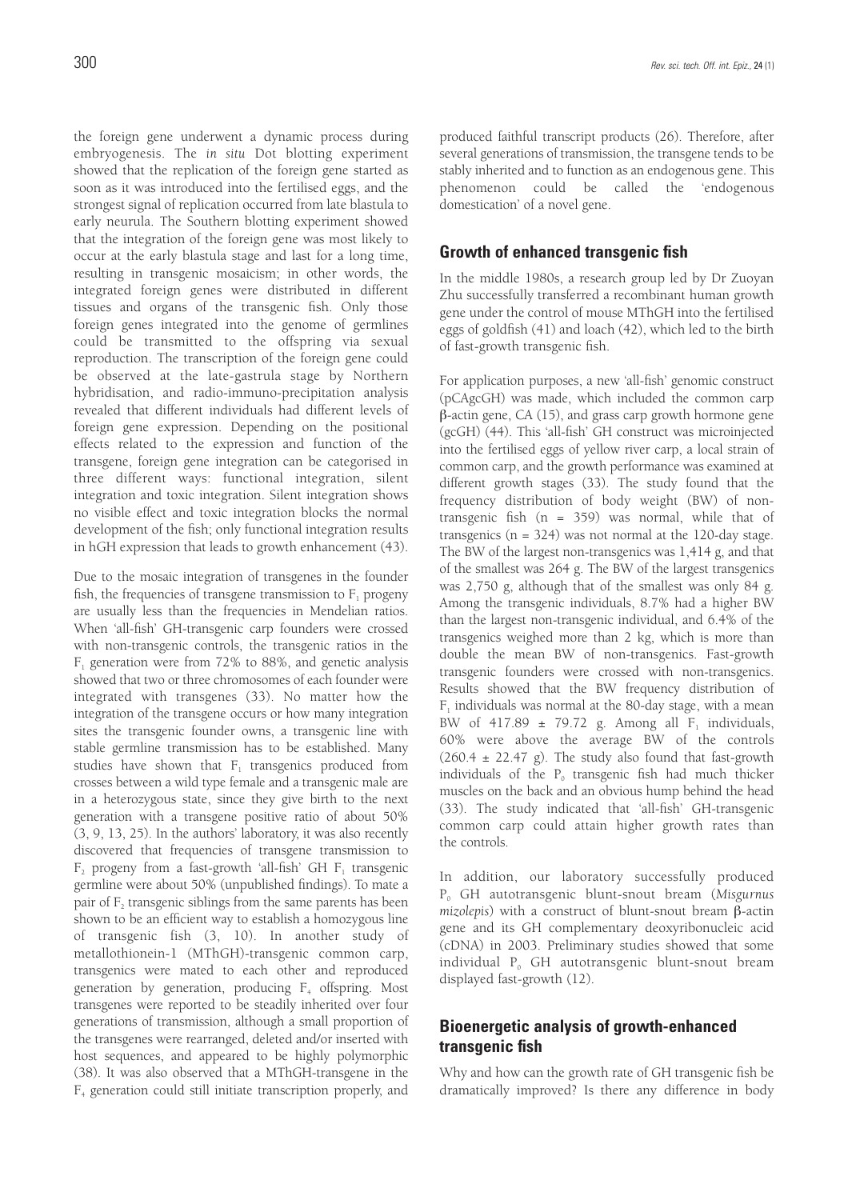the foreign gene underwent a dynamic process during embryogenesis. The *in situ* Dot blotting experiment showed that the replication of the foreign gene started as soon as it was introduced into the fertilised eggs, and the strongest signal of replication occurred from late blastula to early neurula. The Southern blotting experiment showed that the integration of the foreign gene was most likely to occur at the early blastula stage and last for a long time, resulting in transgenic mosaicism; in other words, the integrated foreign genes were distributed in different tissues and organs of the transgenic fish. Only those foreign genes integrated into the genome of germlines could be transmitted to the offspring via sexual reproduction. The transcription of the foreign gene could be observed at the late-gastrula stage by Northern hybridisation, and radio-immuno-precipitation analysis revealed that different individuals had different levels of foreign gene expression. Depending on the positional effects related to the expression and function of the transgene, foreign gene integration can be categorised in three different ways: functional integration, silent integration and toxic integration. Silent integration shows no visible effect and toxic integration blocks the normal development of the fish; only functional integration results in hGH expression that leads to growth enhancement (43).

Due to the mosaic integration of transgenes in the founder fish, the frequencies of transgene transmission to $F_1$ progeny are usually less than the frequencies in Mendelian ratios. When 'all-fish' GH-transgenic carp founders were crossed with non-transgenic controls, the transgenic ratios in the $F_1$ generation were from 72% to 88%, and genetic analysis showed that two or three chromosomes of each founder were integrated with transgenes (33). No matter how the integration of the transgene occurs or how many integration sites the transgenic founder owns, a transgenic line with stable germline transmission has to be established. Many studies have shown that $F_1$ transgenics produced from crosses between a wild type female and a transgenic male are in a heterozygous state, since they give birth to the next generation with a transgene positive ratio of about 50% (3, 9, 13, 25). In the authors' laboratory, it was also recently discovered that frequencies of transgene transmission to $F_2$ progeny from a fast-growth 'all-fish' GH $F_1$ transgenic germline were about 50% (unpublished findings). To mate a pair of $F_2$ transgenic siblings from the same parents has been shown to be an efficient way to establish a homozygous line of transgenic fish (3, 10). In another study of metallothionein-1 (MThGH)-transgenic common carp, transgenics were mated to each other and reproduced generation by generation, producing $F_4$ offspring. Most transgenes were reported to be steadily inherited over four generations of transmission, although a small proportion of the transgenes were rearranged, deleted and/or inserted with host sequences, and appeared to be highly polymorphic (38). It was also observed that a MThGH-transgene in the $F_4$ generation could still initiate transcription properly, and produced faithful transcript products (26). Therefore, after several generations of transmission, the transgene tends to be stably inherited and to function as an endogenous gene. This phenomenon could be called the 'endogenous domestication' of a novel gene.

## Growth of enhanced transgenic fish

In the middle 1980s, a research group led by Dr Zuoyan Zhu successfully transferred a recombinant human growth gene under the control of mouse MThGH into the fertilised eggs of goldfish (41) and loach (42), which led to the birth of fast-growth transgenic fish.

For application purposes, a new 'all-fish' genomic construct (pCAgcGH) was made, which included the common carp β-actin gene, CA (15), and grass carp growth hormone gene (gcGH) (44). This 'all-fish' GH construct was microinjected into the fertilised eggs of yellow river carp, a local strain of common carp, and the growth performance was examined at different growth stages (33). The study found that the frequency distribution of body weight (BW) of non-transgenic fish (n = 359) was normal, while that of transgenics (n = 324) was not normal at the 120-day stage. The BW of the largest non-transgenics was 1,414 g, and that of the smallest was 264 g. The BW of the largest transgenics was 2,750 g, although that of the smallest was only 84 g. Among the transgenic individuals, 8.7% had a higher BW than the largest non-transgenic individual, and 6.4% of the transgenics weighed more than 2 kg, which is more than double the mean BW of non-transgenics. Fast-growth transgenic founders were crossed with non-transgenics. Results showed that the BW frequency distribution of $F_1$ individuals was normal at the 80-day stage, with a mean BW of 417.89 ± 79.72 g. Among all $F_1$ individuals, 60% were above the average BW of the controls (260.4 ± 22.47 g). The study also found that fast-growth individuals of the $P_0$ transgenic fish had much thicker muscles on the back and an obvious hump behind the head (33). The study indicated that 'all-fish' GH-transgenic common carp could attain higher growth rates than the controls.

In addition, our laboratory successfully produced $P_0$ GH autotransgenic blunt-snout bream (*Misgurnus mizolepis*) with a construct of blunt-snout bream β-actin gene and its GH complementary deoxyribonucleic acid (cDNA) in 2003. Preliminary studies showed that some individual $P_0$ GH autotransgenic blunt-snout bream displayed fast-growth (12).

## Bioenergetic analysis of growth-enhanced transgenic fish

Why and how can the growth rate of GH transgenic fish be dramatically improved? Is there any difference in body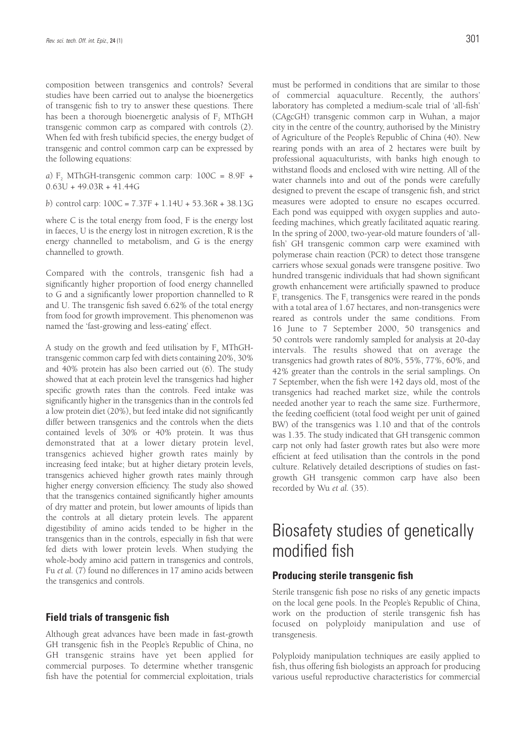composition between transgenics and controls? Several studies have been carried out to analyse the bioenergetics of transgenic fish to try to answer these questions. There has been a thorough bioenergetic analysis of $F_2$ MThGH transgenic common carp as compared with controls (2). When fed with fresh tubificid species, the energy budget of transgenic and control common carp can be expressed by the following equations:

*a*) $F_2$ MThGH-transgenic common carp: $100C = 8.9F + 0.63U + 49.03R + 41.44G$

*b*) control carp: $100C = 7.37F + 1.14U + 53.36R + 38.13G$

where C is the total energy from food, F is the energy lost in faeces, U is the energy lost in nitrogen excretion, R is the energy channelled to metabolism, and G is the energy channelled to growth.

Compared with the controls, transgenic fish had a significantly higher proportion of food energy channelled to G and a significantly lower proportion channelled to R and U. The transgenic fish saved 6.62% of the total energy from food for growth improvement. This phenomenon was named the 'fast-growing and less-eating' effect.

A study on the growth and feed utilisation by $F_4$ MThGH-transgenic common carp fed with diets containing 20%, 30% and 40% protein has also been carried out (6). The study showed that at each protein level the transgenics had higher specific growth rates than the controls. Feed intake was significantly higher in the transgenics than in the controls fed a low protein diet (20%), but feed intake did not significantly differ between transgenics and the controls when the diets contained levels of 30% or 40% protein. It was thus demonstrated that at a lower dietary protein level, transgenics achieved higher growth rates mainly by increasing feed intake; but at higher dietary protein levels, transgenics achieved higher growth rates mainly through higher energy conversion efficiency. The study also showed that the transgenics contained significantly higher amounts of dry matter and protein, but lower amounts of lipids than the controls at all dietary protein levels. The apparent digestibility of amino acids tended to be higher in the transgenics than in the controls, especially in fish that were fed diets with lower protein levels. When studying the whole-body amino acid pattern in transgenics and controls, Fu *et al.* (7) found no differences in 17 amino acids between the transgenics and controls.

### Field trials of transgenic fish

Although great advances have been made in fast-growth GH transgenic fish in the People's Republic of China, no GH transgenic strains have yet been applied for commercial purposes. To determine whether transgenic fish have the potential for commercial exploitation, trials must be performed in conditions that are similar to those of commercial aquaculture. Recently, the authors' laboratory has completed a medium-scale trial of 'all-fish' (CAgcGH) transgenic common carp in Wuhan, a major city in the centre of the country, authorised by the Ministry of Agriculture of the People's Republic of China (40). New rearing ponds with an area of 2 hectares were built by professional aquaculturists, with banks high enough to withstand floods and enclosed with wire netting. All of the water channels into and out of the ponds were carefully designed to prevent the escape of transgenic fish, and strict measures were adopted to ensure no escapes occurred. Each pond was equipped with oxygen supplies and auto-feeding machines, which greatly facilitated aquatic rearing. In the spring of 2000, two-year-old mature founders of 'all-fish' GH transgenic common carp were examined with polymerase chain reaction (PCR) to detect those transgene carriers whose sexual gonads were transgene positive. Two hundred transgenic individuals that had shown significant growth enhancement were artificially spawned to produce $F_1$ transgenics. The $F_1$ transgenics were reared in the ponds with a total area of 1.67 hectares, and non-transgenics were reared as controls under the same conditions. From 16 June to 7 September 2000, 50 transgenics and 50 controls were randomly sampled for analysis at 20-day intervals. The results showed that on average the transgenics had growth rates of 80%, 55%, 77%, 60%, and 42% greater than the controls in the serial samplings. On 7 September, when the fish were 142 days old, most of the transgenics had reached market size, while the controls needed another year to reach the same size. Furthermore, the feeding coefficient (total food weight per unit of gained BW) of the transgenics was 1.10 and that of the controls was 1.35. The study indicated that GH transgenic common carp not only had faster growth rates but also were more efficient at feed utilisation than the controls in the pond culture. Relatively detailed descriptions of studies on fast-growth GH transgenic common carp have also been recorded by Wu *et al.* (35).

## Biosafety studies of genetically modified fish

### Producing sterile transgenic fish

Sterile transgenic fish pose no risks of any genetic impacts on the local gene pools. In the People's Republic of China, work on the production of sterile transgenic fish has focused on polyploidy manipulation and use of transgenesis.

Polyploidy manipulation techniques are easily applied to fish, thus offering fish biologists an approach for producing various useful reproductive characteristics for commercial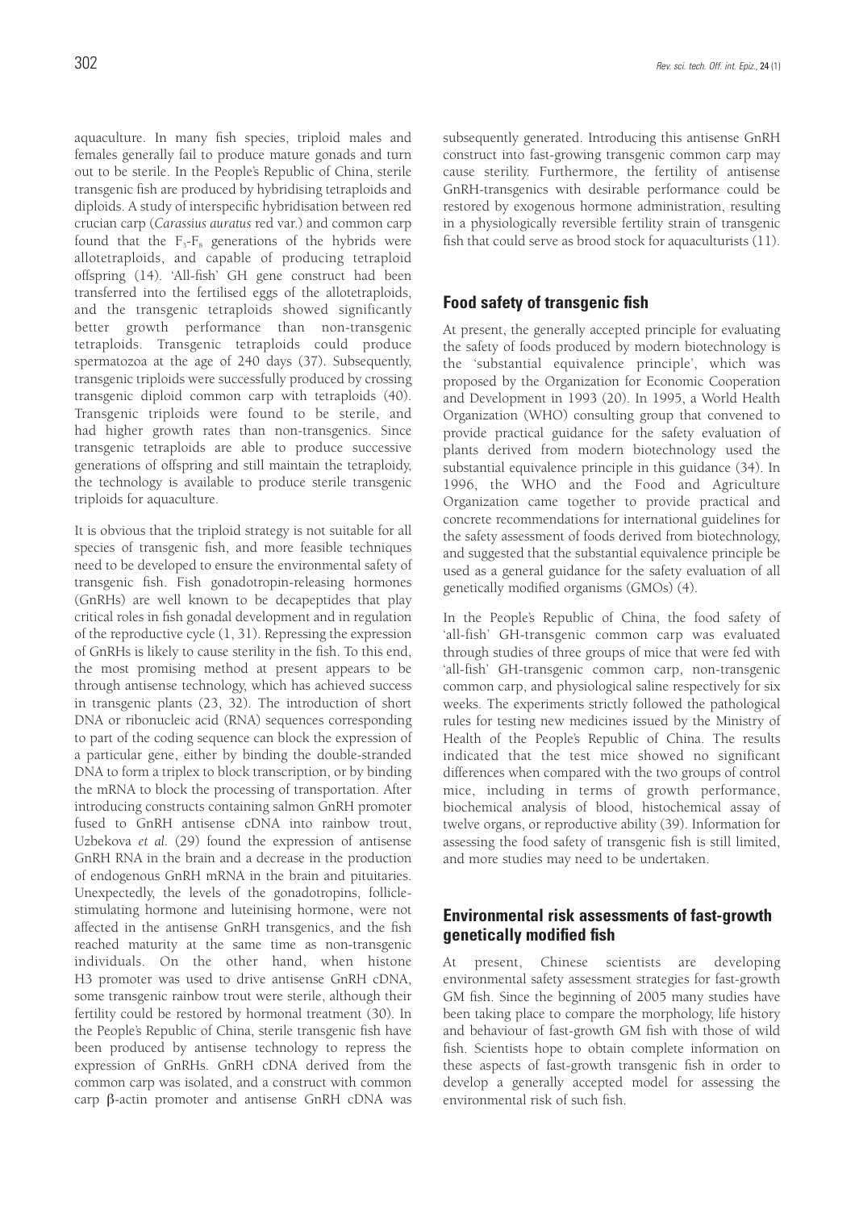aquaculture. In many fish species, triploid males and females generally fail to produce mature gonads and turn out to be sterile. In the People's Republic of China, sterile transgenic fish are produced by hybridising tetraploids and diploids. A study of interspecific hybridisation between red crucian carp (*Carassius auratus* red var.) and common carp found that the $F_3$-$F_8$ generations of the hybrids were allotetraploids, and capable of producing tetraploid offspring (14). 'All-fish' GH gene construct had been transferred into the fertilised eggs of the allotetraploids, and the transgenic tetraploids showed significantly better growth performance than non-transgenic tetraploids. Transgenic tetraploids could produce spermatozoa at the age of 240 days (37). Subsequently, transgenic triploids were successfully produced by crossing transgenic diploid common carp with tetraploids (40). Transgenic triploids were found to be sterile, and had higher growth rates than non-transgenics. Since transgenic tetraploids are able to produce successive generations of offspring and still maintain the tetraploidy, the technology is available to produce sterile transgenic triploids for aquaculture.

It is obvious that the triploid strategy is not suitable for all species of transgenic fish, and more feasible techniques need to be developed to ensure the environmental safety of transgenic fish. Fish gonadotropin-releasing hormones (GnRHs) are well known to be decapeptides that play critical roles in fish gonadal development and in regulation of the reproductive cycle (1, 31). Repressing the expression of GnRHs is likely to cause sterility in the fish. To this end, the most promising method at present appears to be through antisense technology, which has achieved success in transgenic plants (23, 32). The introduction of short DNA or ribonucleic acid (RNA) sequences corresponding to part of the coding sequence can block the expression of a particular gene, either by binding the double-stranded DNA to form a triplex to block transcription, or by binding the mRNA to block the processing of transportation. After introducing constructs containing salmon GnRH promoter fused to GnRH antisense cDNA into rainbow trout, Uzbekova *et al.* (29) found the expression of antisense GnRH RNA in the brain and a decrease in the production of endogenous GnRH mRNA in the brain and pituitaries. Unexpectedly, the levels of the gonadotropins, follicle-stimulating hormone and luteinising hormone, were not affected in the antisense GnRH transgenics, and the fish reached maturity at the same time as non-transgenic individuals. On the other hand, when histone H3 promoter was used to drive antisense GnRH cDNA, some transgenic rainbow trout were sterile, although their fertility could be restored by hormonal treatment (30). In the People's Republic of China, sterile transgenic fish have been produced by antisense technology to repress the expression of GnRHs. GnRH cDNA derived from the common carp was isolated, and a construct with common carp β-actin promoter and antisense GnRH cDNA was subsequently generated. Introducing this antisense GnRH construct into fast-growing transgenic common carp may cause sterility. Furthermore, the fertility of antisense GnRH-transgenics with desirable performance could be restored by exogenous hormone administration, resulting in a physiologically reversible fertility strain of transgenic fish that could serve as brood stock for aquaculturists (11).

## Food safety of transgenic fish

At present, the generally accepted principle for evaluating the safety of foods produced by modern biotechnology is the 'substantial equivalence principle', which was proposed by the Organization for Economic Cooperation and Development in 1993 (20). In 1995, a World Health Organization (WHO) consulting group that convened to provide practical guidance for the safety evaluation of plants derived from modern biotechnology used the substantial equivalence principle in this guidance (34). In 1996, the WHO and the Food and Agriculture Organization came together to provide practical and concrete recommendations for international guidelines for the safety assessment of foods derived from biotechnology, and suggested that the substantial equivalence principle be used as a general guidance for the safety evaluation of all genetically modified organisms (GMOs) (4).

In the People's Republic of China, the food safety of 'all-fish' GH-transgenic common carp was evaluated through studies of three groups of mice that were fed with 'all-fish' GH-transgenic common carp, non-transgenic common carp, and physiological saline respectively for six weeks. The experiments strictly followed the pathological rules for testing new medicines issued by the Ministry of Health of the People's Republic of China. The results indicated that the test mice showed no significant differences when compared with the two groups of control mice, including in terms of growth performance, biochemical analysis of blood, histochemical assay of twelve organs, or reproductive ability (39). Information for assessing the food safety of transgenic fish is still limited, and more studies may need to be undertaken.

## Environmental risk assessments of fast-growth genetically modified fish

At present, Chinese scientists are developing environmental safety assessment strategies for fast-growth GM fish. Since the beginning of 2005 many studies have been taking place to compare the morphology, life history and behaviour of fast-growth GM fish with those of wild fish. Scientists hope to obtain complete information on these aspects of fast-growth transgenic fish in order to develop a generally accepted model for assessing the environmental risk of such fish.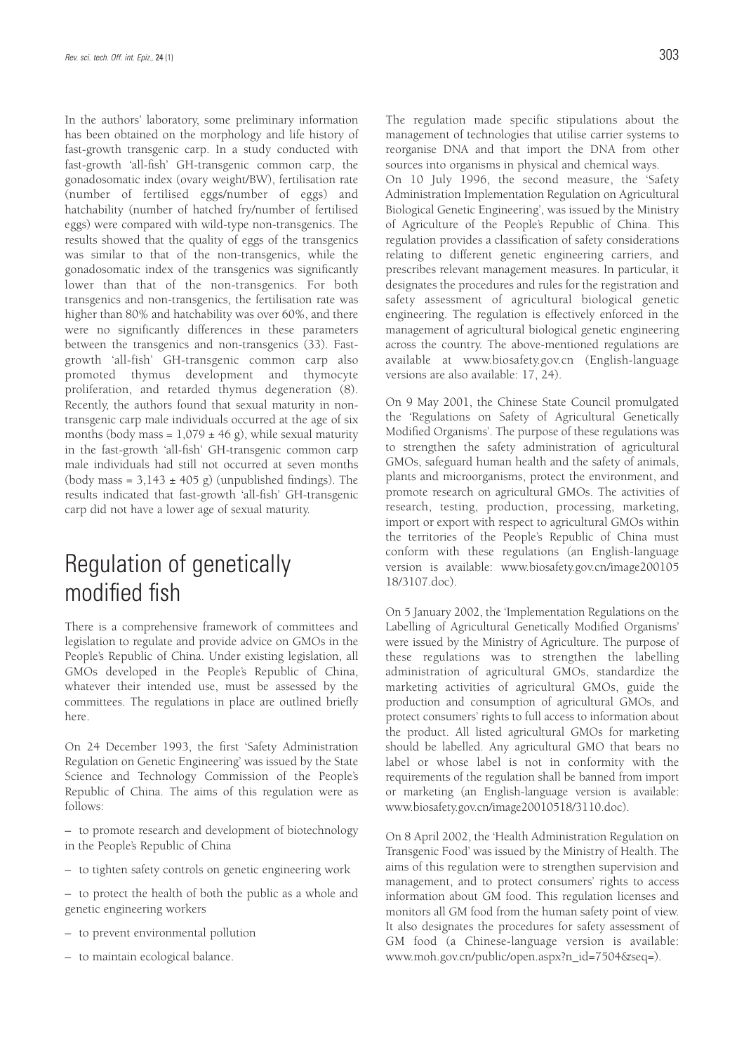In the authors' laboratory, some preliminary information has been obtained on the morphology and life history of fast-growth transgenic carp. In a study conducted with fast-growth 'all-fish' GH-transgenic common carp, the gonadosomatic index (ovary weight/BW), fertilisation rate (number of fertilised eggs/number of eggs) and hatchability (number of hatched fry/number of fertilised eggs) were compared with wild-type non-transgenics. The results showed that the quality of eggs of the transgenics was similar to that of the non-transgenics, while the gonadosomatic index of the transgenics was significantly lower than that of the non-transgenics. For both transgenics and non-transgenics, the fertilisation rate was higher than 80% and hatchability was over 60%, and there were no significantly differences in these parameters between the transgenics and non-transgenics (33). Fast-growth 'all-fish' GH-transgenic common carp also promoted thymus development and thymocyte proliferation, and retarded thymus degeneration (8). Recently, the authors found that sexual maturity in non-transgenic carp male individuals occurred at the age of six months (body mass = $1,079 \pm 46$ g), while sexual maturity in the fast-growth 'all-fish' GH-transgenic common carp male individuals had still not occurred at seven months (body mass = $3,143 \pm 405$ g) (unpublished findings). The results indicated that fast-growth 'all-fish' GH-transgenic carp did not have a lower age of sexual maturity.

# Regulation of genetically modified fish

There is a comprehensive framework of committees and legislation to regulate and provide advice on GMOs in the People's Republic of China. Under existing legislation, all GMOs developed in the People's Republic of China, whatever their intended use, must be assessed by the committees. The regulations in place are outlined briefly here.

On 24 December 1993, the first 'Safety Administration Regulation on Genetic Engineering' was issued by the State Science and Technology Commission of the People's Republic of China. The aims of this regulation were as follows:

– to promote research and development of biotechnology in the People's Republic of China

– to tighten safety controls on genetic engineering work

– to protect the health of both the public as a whole and genetic engineering workers

– to prevent environmental pollution

– to maintain ecological balance.

The regulation made specific stipulations about the management of technologies that utilise carrier systems to reorganise DNA and that import the DNA from other sources into organisms in physical and chemical ways.

On 10 July 1996, the second measure, the 'Safety Administration Implementation Regulation on Agricultural Biological Genetic Engineering', was issued by the Ministry of Agriculture of the People's Republic of China. This regulation provides a classification of safety considerations relating to different genetic engineering carriers, and prescribes relevant management measures. In particular, it designates the procedures and rules for the registration and safety assessment of agricultural biological genetic engineering. The regulation is effectively enforced in the management of agricultural biological genetic engineering across the country. The above-mentioned regulations are available at www.biosafety.gov.cn (English-language versions are also available: 17, 24).

On 9 May 2001, the Chinese State Council promulgated the 'Regulations on Safety of Agricultural Genetically Modified Organisms'. The purpose of these regulations was to strengthen the safety administration of agricultural GMOs, safeguard human health and the safety of animals, plants and microorganisms, protect the environment, and promote research on agricultural GMOs. The activities of research, testing, production, processing, marketing, import or export with respect to agricultural GMOs within the territories of the People's Republic of China must conform with these regulations (an English-language version is available: www.biosafety.gov.cn/image20010518/3107.doc).

On 5 January 2002, the 'Implementation Regulations on the Labelling of Agricultural Genetically Modified Organisms' were issued by the Ministry of Agriculture. The purpose of these regulations was to strengthen the labelling administration of agricultural GMOs, standardize the marketing activities of agricultural GMOs, guide the production and consumption of agricultural GMOs, and protect consumers' rights to full access to information about the product. All listed agricultural GMOs for marketing should be labelled. Any agricultural GMO that bears no label or whose label is not in conformity with the requirements of the regulation shall be banned from import or marketing (an English-language version is available: www.biosafety.gov.cn/image20010518/3110.doc).

On 8 April 2002, the 'Health Administration Regulation on Transgenic Food' was issued by the Ministry of Health. The aims of this regulation were to strengthen supervision and management, and to protect consumers' rights to access information about GM food. This regulation licenses and monitors all GM food from the human safety point of view. It also designates the procedures for safety assessment of GM food (a Chinese-language version is available: www.moh.gov.cn/public/open.aspx?n_id=7504&seq=).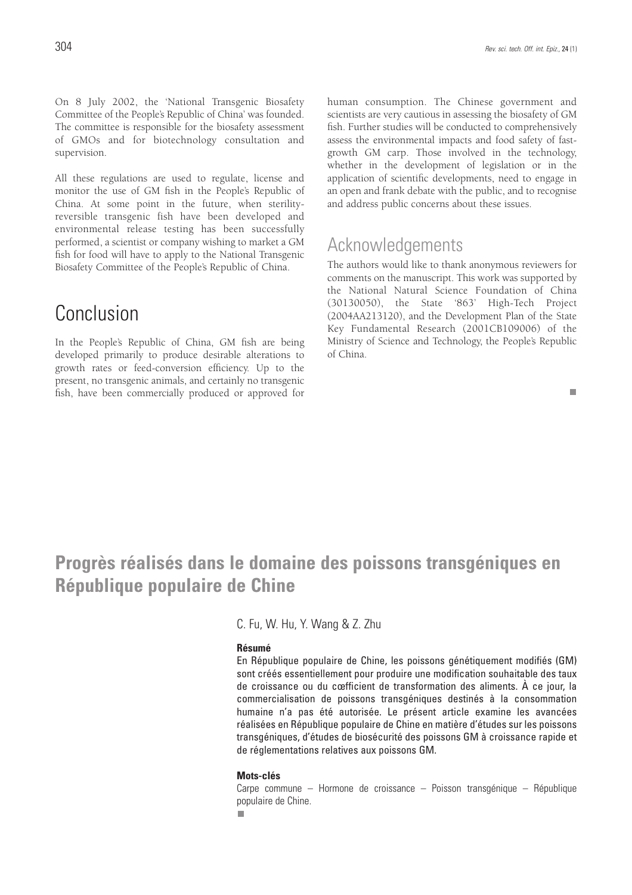On 8 July 2002, the 'National Transgenic Biosafety Committee of the People's Republic of China' was founded. The committee is responsible for the biosafety assessment of GMOs and for biotechnology consultation and supervision.

All these regulations are used to regulate, license and monitor the use of GM fish in the People's Republic of China. At some point in the future, when sterility-reversible transgenic fish have been developed and environmental release testing has been successfully performed, a scientist or company wishing to market a GM fish for food will have to apply to the National Transgenic Biosafety Committee of the People's Republic of China.

# Conclusion

In the People's Republic of China, GM fish are being developed primarily to produce desirable alterations to growth rates or feed-conversion efficiency. Up to the present, no transgenic animals, and certainly no transgenic fish, have been commercially produced or approved for human consumption. The Chinese government and scientists are very cautious in assessing the biosafety of GM fish. Further studies will be conducted to comprehensively assess the environmental impacts and food safety of fast-growth GM carp. Those involved in the technology, whether in the development of legislation or in the application of scientific developments, need to engage in an open and frank debate with the public, and to recognise and address public concerns about these issues.

## Acknowledgements

The authors would like to thank anonymous reviewers for comments on the manuscript. This work was supported by the National Natural Science Foundation of China (30130050), the State '863' High-Tech Project (2004AA213120), and the Development Plan of the State Key Fundamental Research (2001CB109006) of the Ministry of Science and Technology, the People's Republic of China.

■

# Progrès réalisés dans le domaine des poissons transgéniques en République populaire de Chine

C. Fu, W. Hu, Y. Wang & Z. Zhu

### Résumé

En République populaire de Chine, les poissons génétiquement modifiés (GM) sont créés essentiellement pour produire une modification souhaitable des taux de croissance ou du cœfficient de transformation des aliments. À ce jour, la commercialisation de poissons transgéniques destinés à la consommation humaine n'a pas été autorisée. Le présent article examine les avancées réalisées en République populaire de Chine en matière d'études sur les poissons transgéniques, d'études de biosécurité des poissons GM à croissance rapide et de réglementations relatives aux poissons GM.

### Mots-clés

Carpe commune – Hormone de croissance – Poisson transgénique – République populaire de Chine.

■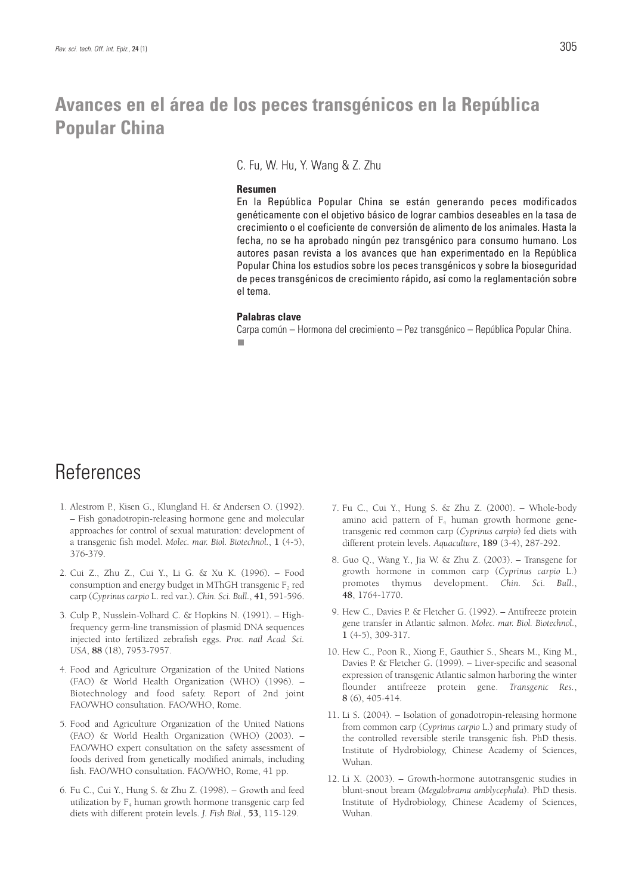# Avances en el área de los peces transgénicos en la República Popular China

C. Fu, W. Hu, Y. Wang & Z. Zhu

**Resumen**

En la República Popular China se están generando peces modificados genéticamente con el objetivo básico de lograr cambios deseables en la tasa de crecimiento o el coeficiente de conversión de alimento de los animales. Hasta la fecha, no se ha aprobado ningún pez transgénico para consumo humano. Los autores pasan revista a los avances que han experimentado en la República Popular China los estudios sobre los peces transgénicos y sobre la bioseguridad de peces transgénicos de crecimiento rápido, así como la reglamentación sobre el tema.

**Palabras clave**

Carpa común – Hormona del crecimiento – Pez transgénico – República Popular China.

# References

1. Alestrom P., Kisen G., Klungland H. & Andersen O. (1992). – Fish gonadotropin-releasing hormone gene and molecular approaches for control of sexual maturation: development of a transgenic fish model. *Molec. mar. Biol. Biotechnol.*, **1** (4-5), 376-379.

2. Cui Z., Zhu Z., Cui Y., Li G. & Xu K. (1996). – Food consumption and energy budget in MThGH transgenic $F_2$ red carp (*Cyprinus carpio* L. red var.). *Chin. Sci. Bull.*, **41**, 591-596.

3. Culp P., Nusslein-Volhard C. & Hopkins N. (1991). – High-frequency germ-line transmission of plasmid DNA sequences injected into fertilized zebrafish eggs. *Proc. natl Acad. Sci. USA*, **88** (18), 7953-7957.

4. Food and Agriculture Organization of the United Nations (FAO) & World Health Organization (WHO) (1996). – Biotechnology and food safety. Report of 2nd joint FAO/WHO consultation. FAO/WHO, Rome.

5. Food and Agriculture Organization of the United Nations (FAO) & World Health Organization (WHO) (2003). – FAO/WHO expert consultation on the safety assessment of foods derived from genetically modified animals, including fish. FAO/WHO consultation. FAO/WHO, Rome, 41 pp.

6. Fu C., Cui Y., Hung S. & Zhu Z. (1998). – Growth and feed utilization by $F_4$ human growth hormone transgenic carp fed diets with different protein levels. *J. Fish Biol.*, **53**, 115-129.

7. Fu C., Cui Y., Hung S. & Zhu Z. (2000). – Whole-body amino acid pattern of $F_4$ human growth hormone gene-transgenic red common carp (*Cyprinus carpio*) fed diets with different protein levels. *Aquaculture*, **189** (3-4), 287-292.

8. Guo Q., Wang Y., Jia W. & Zhu Z. (2003). – Transgene for growth hormone in common carp (*Cyprinus carpio* L.) promotes thymus development. *Chin. Sci. Bull.*, **48**, 1764-1770.

9. Hew C., Davies P. & Fletcher G. (1992). – Antifreeze protein gene transfer in Atlantic salmon. *Molec. mar. Biol. Biotechnol.*, **1** (4-5), 309-317.

10. Hew C., Poon R., Xiong F., Gauthier S., Shears M., King M., Davies P. & Fletcher G. (1999). – Liver-specific and seasonal expression of transgenic Atlantic salmon harboring the winter flounder antifreeze protein gene. *Transgenic Res.*, **8** (6), 405-414.

11. Li S. (2004). – Isolation of gonadotropin-releasing hormone from common carp (*Cyprinus carpio* L.) and primary study of the controlled reversible sterile transgenic fish. PhD thesis. Institute of Hydrobiology, Chinese Academy of Sciences, Wuhan.

12. Li X. (2003). – Growth-hormone autotransgenic studies in blunt-snout bream (*Megalobrama amblycephala*). PhD thesis. Institute of Hydrobiology, Chinese Academy of Sciences, Wuhan.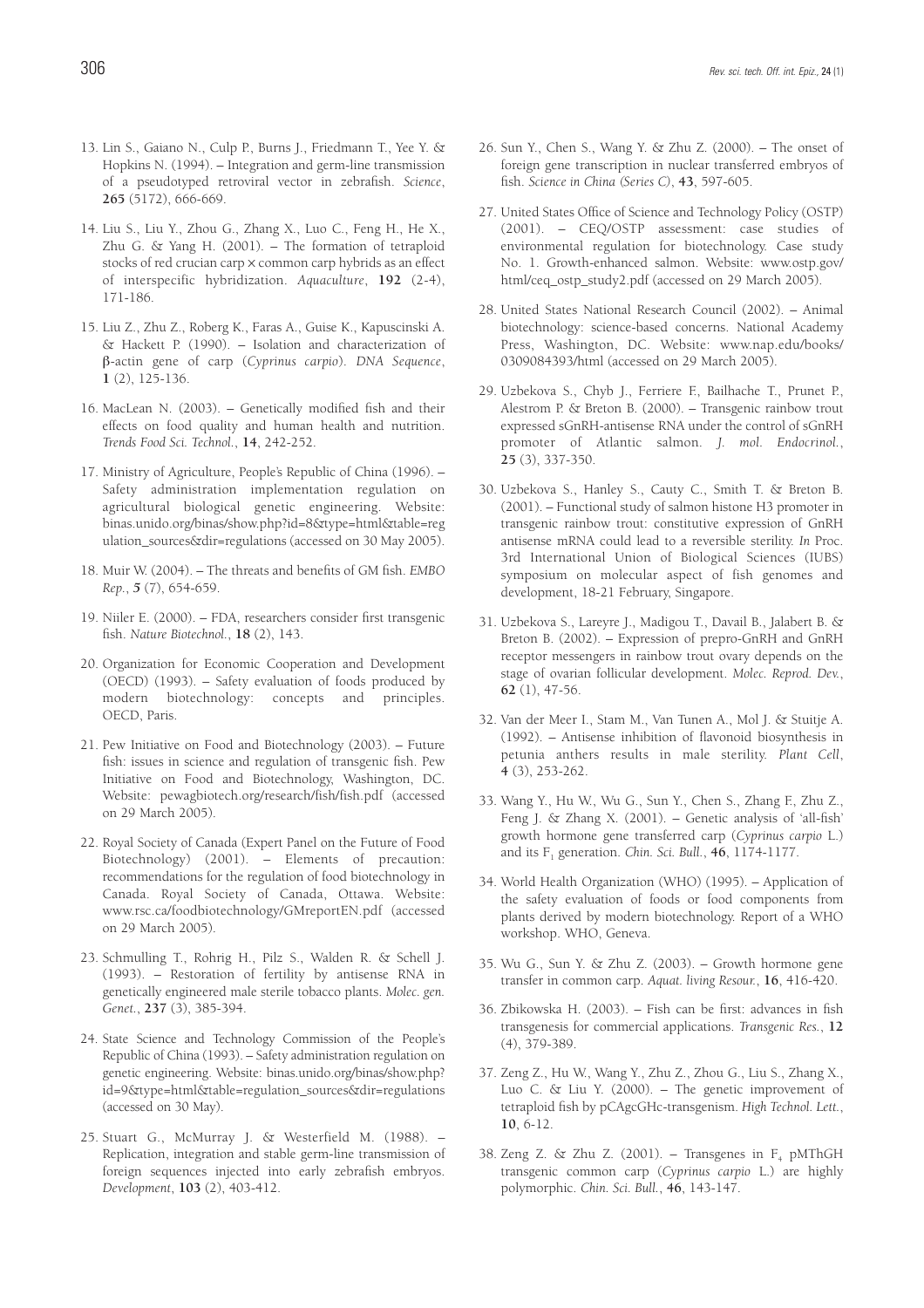13. Lin S., Gaiano N., Culp P., Burns J., Friedmann T., Yee Y. & Hopkins N. (1994). – Integration and germ-line transmission of a pseudotyped retroviral vector in zebrafish. *Science*, **265** (5172), 666-669.

14. Liu S., Liu Y., Zhou G., Zhang X., Luo C., Feng H., He X., Zhu G. & Yang H. (2001). – The formation of tetraploid stocks of red crucian carp × common carp hybrids as an effect of interspecific hybridization. *Aquaculture*, **192** (2-4), 171-186.

15. Liu Z., Zhu Z., Roberg K., Faras A., Guise K., Kapuscinski A. & Hackett P. (1990). – Isolation and characterization of β-actin gene of carp (*Cyprinus carpio*). *DNA Sequence*, **1** (2), 125-136.

16. MacLean N. (2003). – Genetically modified fish and their effects on food quality and human health and nutrition. *Trends Food Sci. Technol.*, **14**, 242-252.

17. Ministry of Agriculture, People's Republic of China (1996). – Safety administration implementation regulation on agricultural biological genetic engineering. Website: binas.unido.org/binas/show.php?id=8&type=html&table=regulation_sources&dir=regulations (accessed on 30 May 2005).

18. Muir W. (2004). – The threats and benefits of GM fish. *EMBO Rep.*, **5** (7), 654-659.

19. Niiler E. (2000). – FDA, researchers consider first transgenic fish. *Nature Biotechnol.*, **18** (2), 143.

20. Organization for Economic Cooperation and Development (OECD) (1993). – Safety evaluation of foods produced by modern biotechnology: concepts and principles. OECD, Paris.

21. Pew Initiative on Food and Biotechnology (2003). – Future fish: issues in science and regulation of transgenic fish. Pew Initiative on Food and Biotechnology, Washington, DC. Website: pewagbiotech.org/research/fish/fish.pdf (accessed on 29 March 2005).

22. Royal Society of Canada (Expert Panel on the Future of Food Biotechnology) (2001). – Elements of precaution: recommendations for the regulation of food biotechnology in Canada. Royal Society of Canada, Ottawa. Website: www.rsc.ca/foodbiotechnology/GMreportEN.pdf (accessed on 29 March 2005).

23. Schmulling T., Rohrig H., Pilz S., Walden R. & Schell J. (1993). – Restoration of fertility by antisense RNA in genetically engineered male sterile tobacco plants. *Molec. gen. Genet.*, **237** (3), 385-394.

24. State Science and Technology Commission of the People's Republic of China (1993). – Safety administration regulation on genetic engineering. Website: binas.unido.org/binas/show.php?id=9&type=html&table=regulation_sources&dir=regulations (accessed on 30 May).

25. Stuart G., McMurray J. & Westerfield M. (1988). – Replication, integration and stable germ-line transmission of foreign sequences injected into early zebrafish embryos. *Development*, **103** (2), 403-412.

26. Sun Y., Chen S., Wang Y. & Zhu Z. (2000). – The onset of foreign gene transcription in nuclear transferred embryos of fish. *Science in China (Series C)*, **43**, 597-605.

27. United States Office of Science and Technology Policy (OSTP) (2001). – CEQ/OSTP assessment: case studies of environmental regulation for biotechnology. Case study No. 1. Growth-enhanced salmon. Website: www.ostp.gov/html/ceq_ostp_study2.pdf (accessed on 29 March 2005).

28. United States National Research Council (2002). – Animal biotechnology: science-based concerns. National Academy Press, Washington, DC. Website: www.nap.edu/books/0309084393/html (accessed on 29 March 2005).

29. Uzbekova S., Chyb J., Ferriere F., Bailhache T., Prunet P., Alestrom P. & Breton B. (2000). – Transgenic rainbow trout expressed sGnRH-antisense RNA under the control of sGnRH promoter of Atlantic salmon. *J. mol. Endocrinol.*, **25** (3), 337-350.

30. Uzbekova S., Hanley S., Cauty C., Smith T. & Breton B. (2001). – Functional study of salmon histone H3 promoter in transgenic rainbow trout: constitutive expression of GnRH antisense mRNA could lead to a reversible sterility. *In* Proc. 3rd International Union of Biological Sciences (IUBS) symposium on molecular aspect of fish genomes and development, 18-21 February, Singapore.

31. Uzbekova S., Lareyre J., Madigou T., Davail B., Jalabert B. & Breton B. (2002). – Expression of prepro-GnRH and GnRH receptor messengers in rainbow trout ovary depends on the stage of ovarian follicular development. *Molec. Reprod. Dev.*, **62** (1), 47-56.

32. Van der Meer I., Stam M., Van Tunen A., Mol J. & Stuitje A. (1992). – Antisense inhibition of flavonoid biosynthesis in petunia anthers results in male sterility. *Plant Cell*, **4** (3), 253-262.

33. Wang Y., Hu W., Wu G., Sun Y., Chen S., Zhang F., Zhu Z., Feng J. & Zhang X. (2001). – Genetic analysis of 'all-fish' growth hormone gene transferred carp (*Cyprinus carpio* L.) and its $F_1$ generation. *Chin. Sci. Bull.*, **46**, 1174-1177.

34. World Health Organization (WHO) (1995). – Application of the safety evaluation of foods or food components from plants derived by modern biotechnology. Report of a WHO workshop. WHO, Geneva.

35. Wu G., Sun Y. & Zhu Z. (2003). – Growth hormone gene transfer in common carp. *Aquat. living Resour.*, **16**, 416-420.

36. Zbikowska H. (2003). – Fish can be first: advances in fish transgenesis for commercial applications. *Transgenic Res.*, **12** (4), 379-389.

37. Zeng Z., Hu W., Wang Y., Zhu Z., Zhou G., Liu S., Zhang X., Luo C. & Liu Y. (2000). – The genetic improvement of tetraploid fish by pCAgcGHc-transgenism. *High Technol. Lett.*, **10**, 6-12.

38. Zeng Z. & Zhu Z. (2001). – Transgenes in $F_4$ pMThGH transgenic common carp (*Cyprinus carpio* L.) are highly polymorphic. *Chin. Sci. Bull.*, **46**, 143-147.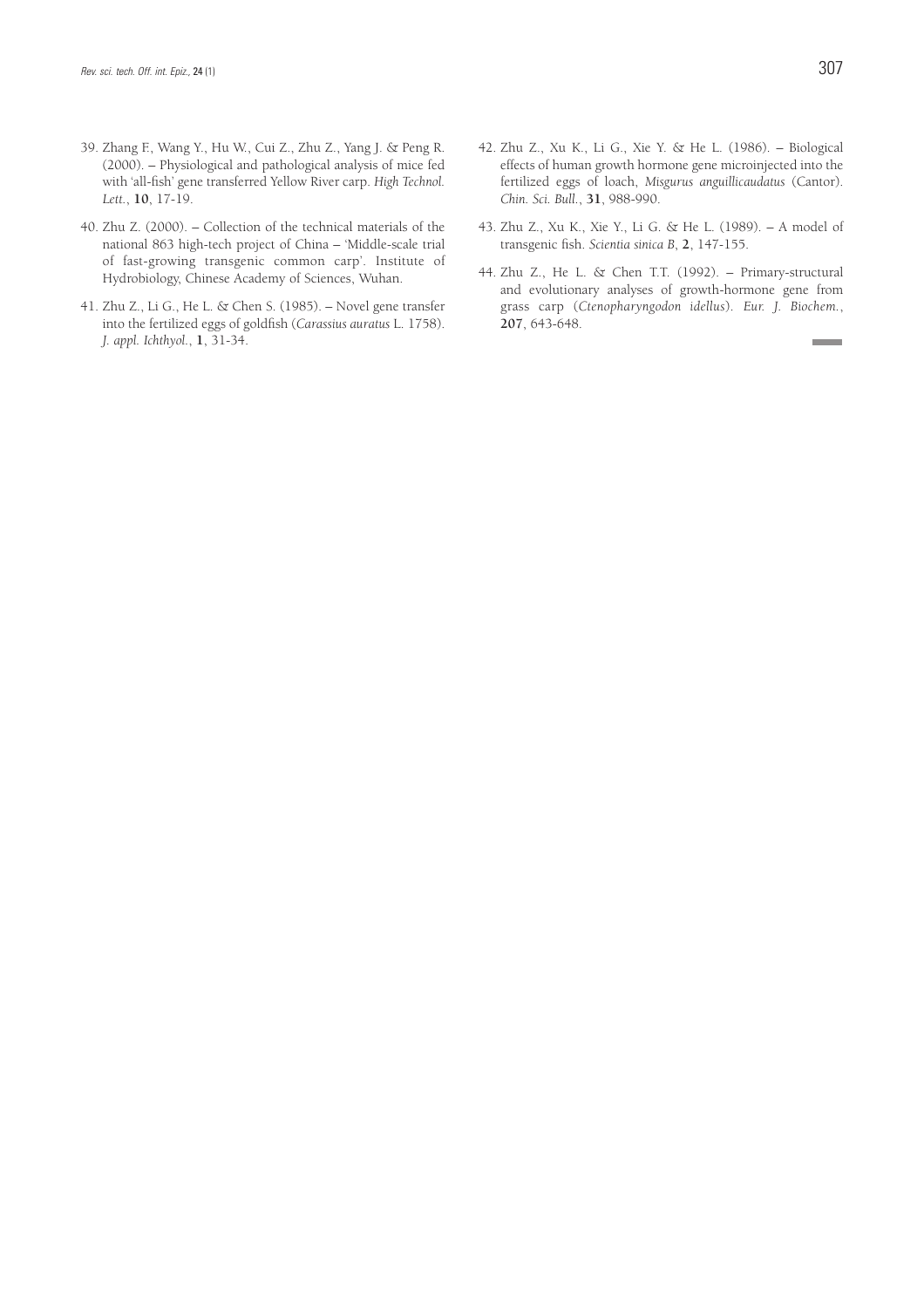39. Zhang F., Wang Y., Hu W., Cui Z., Zhu Z., Yang J. & Peng R. (2000). – Physiological and pathological analysis of mice fed with 'all-fish' gene transferred Yellow River carp. *High Technol. Lett.*, **10**, 17-19.

40. Zhu Z. (2000). – Collection of the technical materials of the national 863 high-tech project of China – 'Middle-scale trial of fast-growing transgenic common carp'. Institute of Hydrobiology, Chinese Academy of Sciences, Wuhan.

41. Zhu Z., Li G., He L. & Chen S. (1985). – Novel gene transfer into the fertilized eggs of goldfish (*Carassius auratus* L. 1758). *J. appl. Ichthyol.*, **1**, 31-34.

42. Zhu Z., Xu K., Li G., Xie Y. & He L. (1986). – Biological effects of human growth hormone gene microinjected into the fertilized eggs of loach, *Misgurus anguillicaudatus* (Cantor). *Chin. Sci. Bull.*, **31**, 988-990.

43. Zhu Z., Xu K., Xie Y., Li G. & He L. (1989). – A model of transgenic fish. *Scientia sinica B*, **2**, 147-155.

44. Zhu Z., He L. & Chen T.T. (1992). – Primary-structural and evolutionary analyses of growth-hormone gene from grass carp (*Ctenopharyngodon idellus*). *Eur. J. Biochem.*, **207**, 643-648.